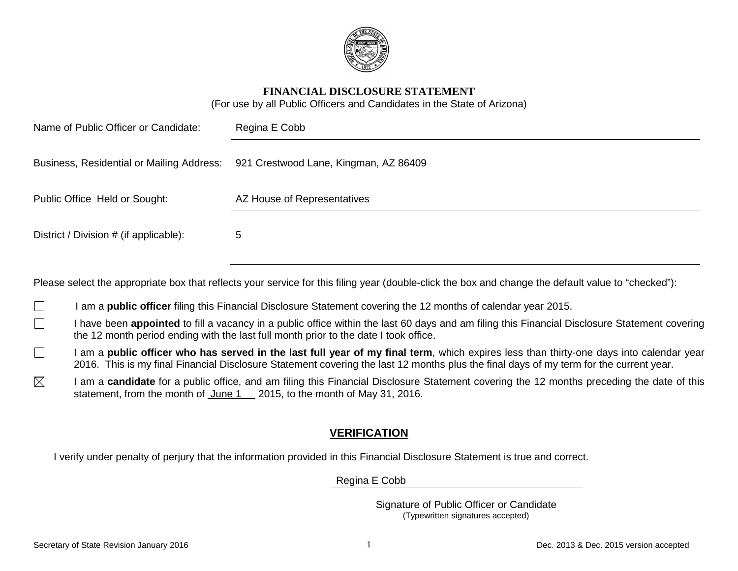# FINANCIAL DISCLOSURE STATEMENT

(For use by all Public Officers and Candidates in the State of Arizona)

Name of Public Officer or Candidate: Regina E Cobb

Business, Residential or Mailing Address: 921 Crestwood Lane, Kingman, AZ 86409

Public Office Held or Sought: AZ House of Representatives

District / Division # (if applicable): 5

Please select the appropriate box that reflects your service for this filing year (double-click the box and change the default value to "checked"):

☐ I am a **public officer** filing this Financial Disclosure Statement covering the 12 months of calendar year 2015.

☐ I have been **appointed** to fill a vacancy in a public office within the last 60 days and am filing this Financial Disclosure Statement covering the 12 month period ending with the last full month prior to the date I took office.

☐ I am a **public officer who has served in the last full year of my final term**, which expires less than thirty-one days into calendar year 2016. This is my final Financial Disclosure Statement covering the last 12 months plus the final days of my term for the current year.

☒ I am a **candidate** for a public office, and am filing this Financial Disclosure Statement covering the 12 months preceding the date of this statement, from the month of June 1 2015, to the month of May 31, 2016.

## VERIFICATION

I verify under penalty of perjury that the information provided in this Financial Disclosure Statement is true and correct.

Regina E Cobb

Signature of Public Officer or Candidate
(Typewritten signatures accepted)

Secretary of State Revision January 2016

Dec. 2013 & Dec. 2015 version accepted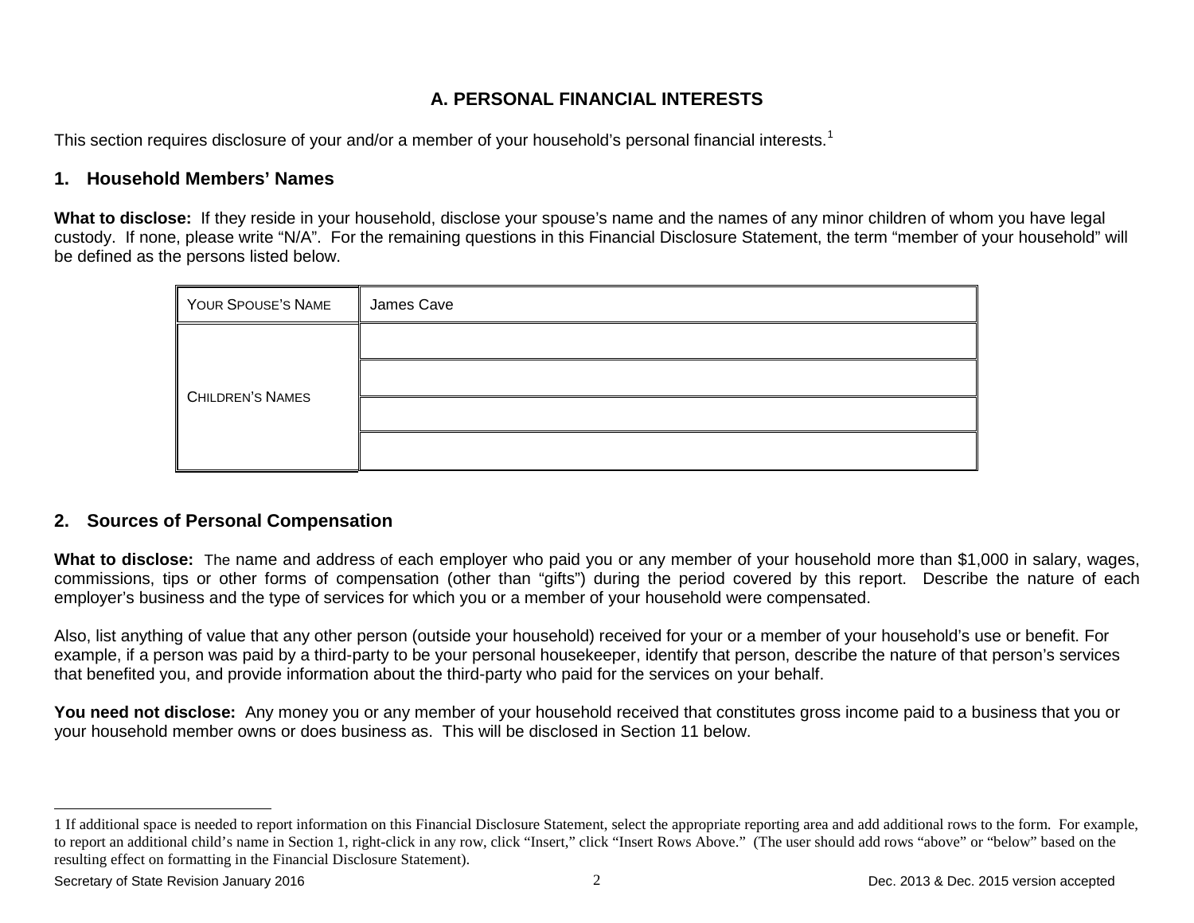## A. PERSONAL FINANCIAL INTERESTS

This section requires disclosure of your and/or a member of your household's personal financial interests.[1]

### 1. Household Members' Names

**What to disclose:** If they reside in your household, disclose your spouse's name and the names of any minor children of whom you have legal custody. If none, please write "N/A". For the remaining questions in this Financial Disclosure Statement, the term "member of your household" will be defined as the persons listed below.

| YOUR SPOUSE'S NAME | James Cave |
|---|---|
| CHILDREN'S NAMES | |
| | |
| | |
| | |

### 2. Sources of Personal Compensation

**What to disclose:** The name and address of each employer who paid you or any member of your household more than $1,000 in salary, wages, commissions, tips or other forms of compensation (other than "gifts") during the period covered by this report. Describe the nature of each employer's business and the type of services for which you or a member of your household were compensated.

Also, list anything of value that any other person (outside your household) received for your or a member of your household's use or benefit. For example, if a person was paid by a third-party to be your personal housekeeper, identify that person, describe the nature of that person's services that benefited you, and provide information about the third-party who paid for the services on your behalf.

**You need not disclose:** Any money you or any member of your household received that constitutes gross income paid to a business that you or your household member owns or does business as. This will be disclosed in Section 11 below.

---

1 If additional space is needed to report information on this Financial Disclosure Statement, select the appropriate reporting area and add additional rows to the form. For example, to report an additional child's name in Section 1, right-click in any row, click "Insert," click "Insert Rows Above." (The user should add rows "above" or "below" based on the resulting effect on formatting in the Financial Disclosure Statement).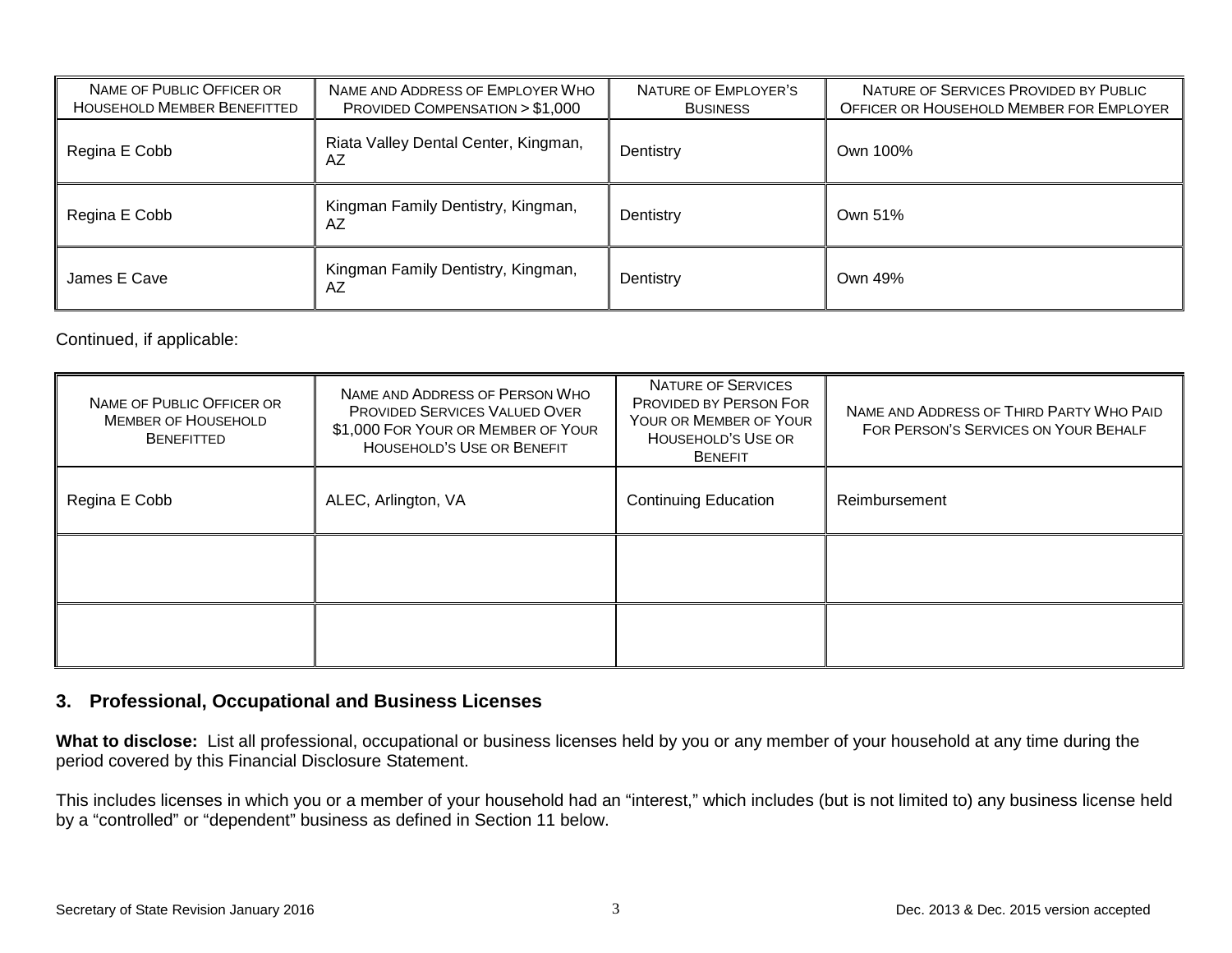| Name of Public Officer or Household Member Benefitted | Name and Address of Employer Who Provided Compensation > $1,000 | Nature of Employer's Business | Nature of Services Provided by Public Officer or Household Member for Employer |
|---|---|---|---|
| Regina E Cobb | Riata Valley Dental Center, Kingman, AZ | Dentistry | Own 100% |
| Regina E Cobb | Kingman Family Dentistry, Kingman, AZ | Dentistry | Own 51% |
| James E Cave | Kingman Family Dentistry, Kingman, AZ | Dentistry | Own 49% |

Continued, if applicable:

| Name of Public Officer or Member of Household Benefitted | Name and Address of Person Who Provided Services Valued Over $1,000 For Your or Member of Your Household's Use or Benefit | Nature of Services Provided by Person For Your or Member of Your Household's Use or Benefit | Name and Address of Third Party Who Paid For Person's Services on Your Behalf |
|---|---|---|---|
| Regina E Cobb | ALEC, Arlington, VA | Continuing Education | Reimbursement |
| | | | |
| | | | |

## 3. Professional, Occupational and Business Licenses

**What to disclose:** List all professional, occupational or business licenses held by you or any member of your household at any time during the period covered by this Financial Disclosure Statement.

This includes licenses in which you or a member of your household had an "interest," which includes (but is not limited to) any business license held by a "controlled" or "dependent" business as defined in Section 11 below.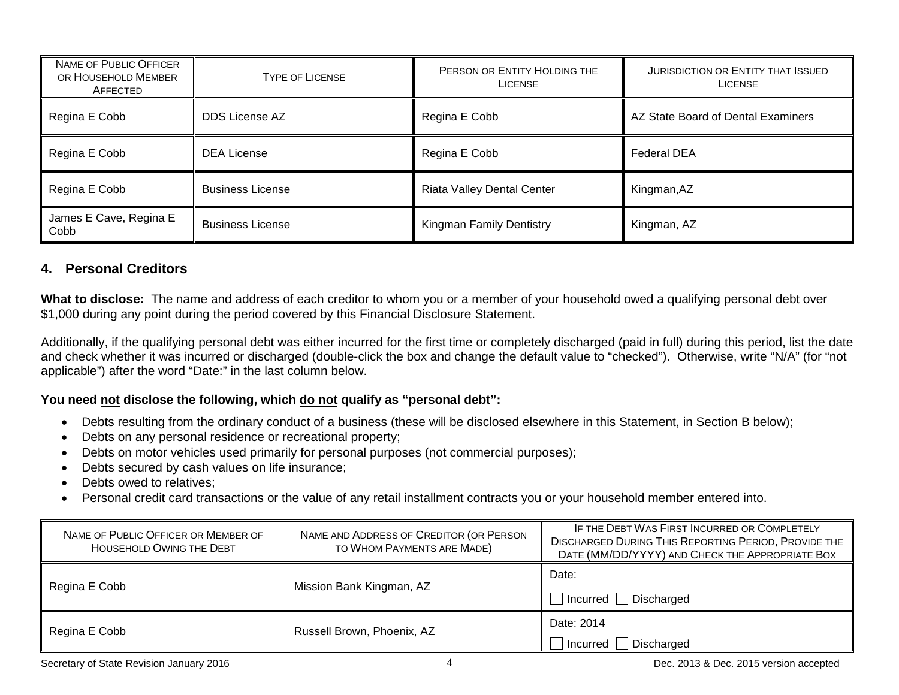| NAME OF PUBLIC OFFICER OR HOUSEHOLD MEMBER AFFECTED | TYPE OF LICENSE | PERSON OR ENTITY HOLDING THE LICENSE | JURISDICTION OR ENTITY THAT ISSUED LICENSE |
|---|---|---|---|
| Regina E Cobb | DDS License AZ | Regina E Cobb | AZ State Board of Dental Examiners |
| Regina E Cobb | DEA License | Regina E Cobb | Federal DEA |
| Regina E Cobb | Business License | Riata Valley Dental Center | Kingman,AZ |
| James E Cave, Regina E Cobb | Business License | Kingman Family Dentistry | Kingman, AZ |

## 4. Personal Creditors

**What to disclose:** The name and address of each creditor to whom you or a member of your household owed a qualifying personal debt over $1,000 during any point during the period covered by this Financial Disclosure Statement.

Additionally, if the qualifying personal debt was either incurred for the first time or completely discharged (paid in full) during this period, list the date and check whether it was incurred or discharged (double-click the box and change the default value to "checked"). Otherwise, write "N/A" (for "not applicable") after the word "Date:" in the last column below.

**You need not disclose the following, which do not qualify as "personal debt":**

- Debts resulting from the ordinary conduct of a business (these will be disclosed elsewhere in this Statement, in Section B below);
- Debts on any personal residence or recreational property;
- Debts on motor vehicles used primarily for personal purposes (not commercial purposes);
- Debts secured by cash values on life insurance;
- Debts owed to relatives;
- Personal credit card transactions or the value of any retail installment contracts you or your household member entered into.

| NAME OF PUBLIC OFFICER OR MEMBER OF HOUSEHOLD OWING THE DEBT | NAME AND ADDRESS OF CREDITOR (OR PERSON TO WHOM PAYMENTS ARE MADE) | IF THE DEBT WAS FIRST INCURRED OR COMPLETELY DISCHARGED DURING THIS REPORTING PERIOD, PROVIDE THE DATE (MM/DD/YYYY) AND CHECK THE APPROPRIATE BOX |
|---|---|---|
| Regina E Cobb | Mission Bank Kingman, AZ | Date: ☐ Incurred ☐ Discharged |
| Regina E Cobb | Russell Brown, Phoenix, AZ | Date: 2014 ☐ Incurred ☐ Discharged |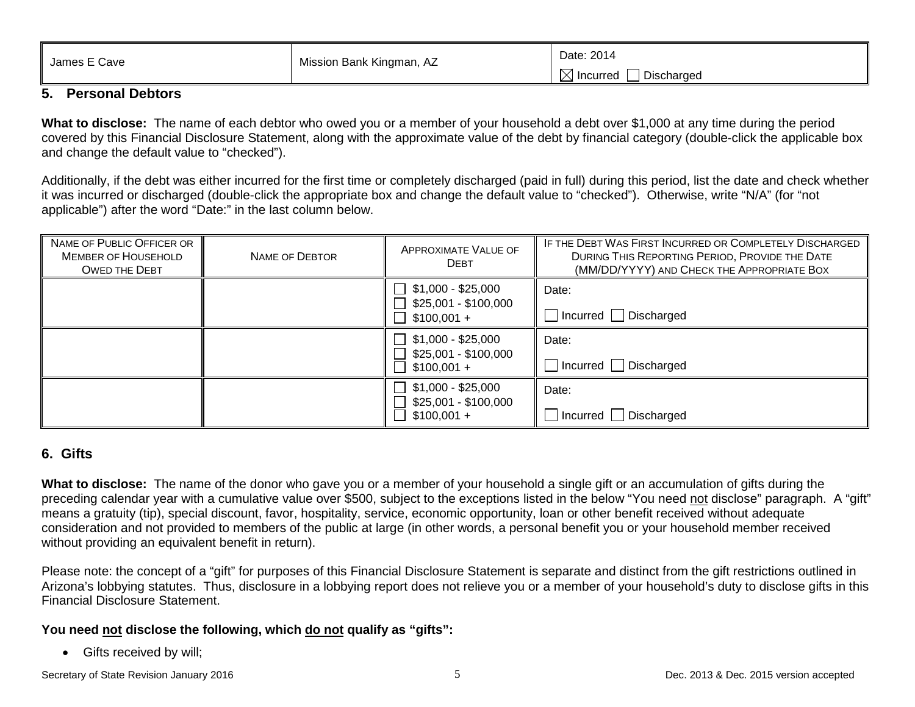| James E Cave | Mission Bank Kingman, AZ | Date: 2014<br>☒ Incurred ☐ Discharged |
|---|---|---|

## 5. Personal Debtors

**What to disclose:** The name of each debtor who owed you or a member of your household a debt over $1,000 at any time during the period covered by this Financial Disclosure Statement, along with the approximate value of the debt by financial category (double-click the applicable box and change the default value to "checked").

Additionally, if the debt was either incurred for the first time or completely discharged (paid in full) during this period, list the date and check whether it was incurred or discharged (double-click the appropriate box and change the default value to "checked"). Otherwise, write "N/A" (for "not applicable") after the word "Date:" in the last column below.

| Name of Public Officer or Member of Household Owed the Debt | Name of Debtor | Approximate Value of Debt | If the Debt Was First Incurred or Completely Discharged During This Reporting Period, Provide the Date (MM/DD/YYYY) and Check the Appropriate Box |
|---|---|---|---|
| | | ☐ $1,000 - $25,000<br>☐ $25,001 - $100,000<br>☐ $100,001 + | Date:<br>☐ Incurred ☐ Discharged |
| | | ☐ $1,000 - $25,000<br>☐ $25,001 - $100,000<br>☐ $100,001 + | Date:<br>☐ Incurred ☐ Discharged |
| | | ☐ $1,000 - $25,000<br>☐ $25,001 - $100,000<br>☐ $100,001 + | Date:<br>☐ Incurred ☐ Discharged |

## 6. Gifts

**What to disclose:** The name of the donor who gave you or a member of your household a single gift or an accumulation of gifts during the preceding calendar year with a cumulative value over $500, subject to the exceptions listed in the below "You need not disclose" paragraph. A "gift" means a gratuity (tip), special discount, favor, hospitality, service, economic opportunity, loan or other benefit received without adequate consideration and not provided to members of the public at large (in other words, a personal benefit you or your household member received without providing an equivalent benefit in return).

Please note: the concept of a "gift" for purposes of this Financial Disclosure Statement is separate and distinct from the gift restrictions outlined in Arizona's lobbying statutes. Thus, disclosure in a lobbying report does not relieve you or a member of your household's duty to disclose gifts in this Financial Disclosure Statement.

**You need not disclose the following, which do not qualify as "gifts":**

- Gifts received by will;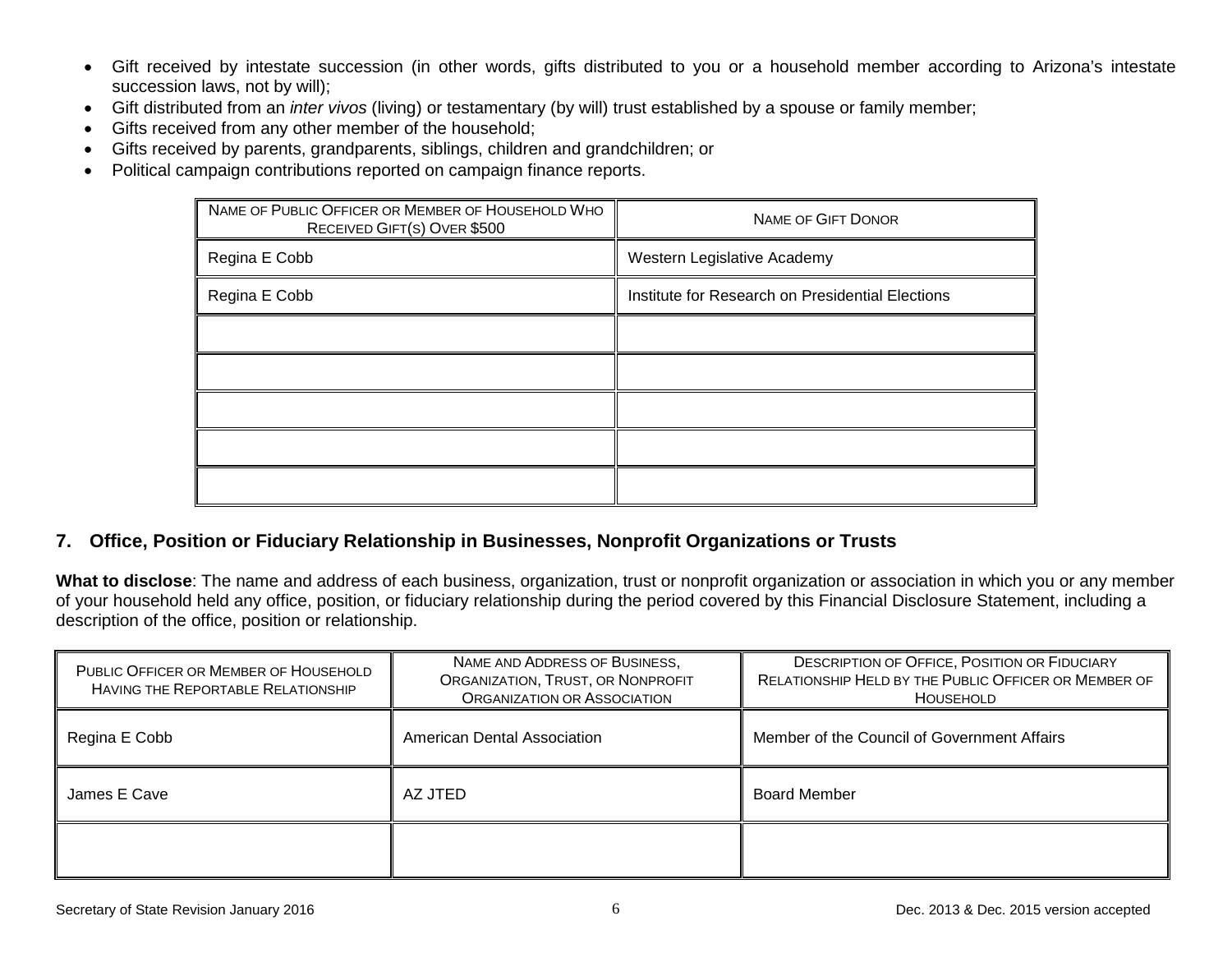- Gift received by intestate succession (in other words, gifts distributed to you or a household member according to Arizona's intestate succession laws, not by will);
- Gift distributed from an *inter vivos* (living) or testamentary (by will) trust established by a spouse or family member;
- Gifts received from any other member of the household;
- Gifts received by parents, grandparents, siblings, children and grandchildren; or
- Political campaign contributions reported on campaign finance reports.

| NAME OF PUBLIC OFFICER OR MEMBER OF HOUSEHOLD WHO RECEIVED GIFT(S) OVER $500 | NAME OF GIFT DONOR |
|---|---|
| Regina E Cobb | Western Legislative Academy |
| Regina E Cobb | Institute for Research on Presidential Elections |
| | |
| | |
| | |
| | |
| | |

## 7. Office, Position or Fiduciary Relationship in Businesses, Nonprofit Organizations or Trusts

**What to disclose**: The name and address of each business, organization, trust or nonprofit organization or association in which you or any member of your household held any office, position, or fiduciary relationship during the period covered by this Financial Disclosure Statement, including a description of the office, position or relationship.

| PUBLIC OFFICER OR MEMBER OF HOUSEHOLD HAVING THE REPORTABLE RELATIONSHIP | NAME AND ADDRESS OF BUSINESS, ORGANIZATION, TRUST, OR NONPROFIT ORGANIZATION OR ASSOCIATION | DESCRIPTION OF OFFICE, POSITION OR FIDUCIARY RELATIONSHIP HELD BY THE PUBLIC OFFICER OR MEMBER OF HOUSEHOLD |
|---|---|---|
| Regina E Cobb | American Dental Association | Member of the Council of Government Affairs |
| James E Cave | AZ JTED | Board Member |
| | | |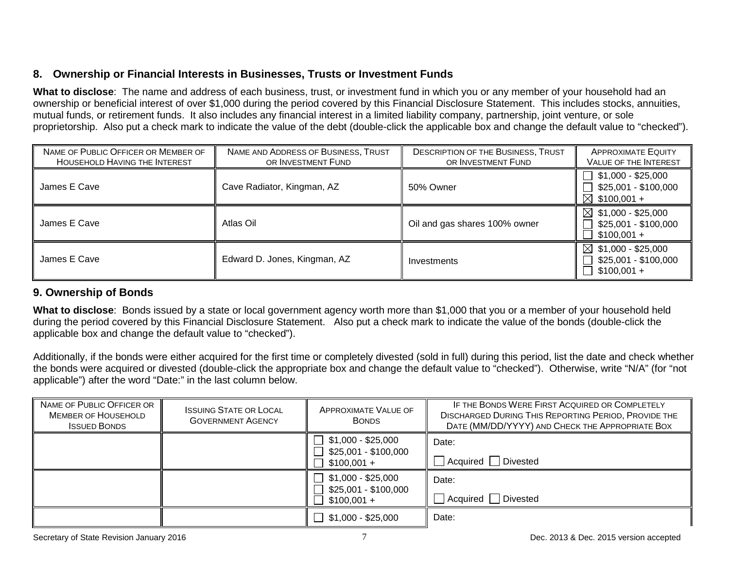## 8. Ownership or Financial Interests in Businesses, Trusts or Investment Funds

**What to disclose**: The name and address of each business, trust, or investment fund in which you or any member of your household had an ownership or beneficial interest of over $1,000 during the period covered by this Financial Disclosure Statement. This includes stocks, annuities, mutual funds, or retirement funds. It also includes any financial interest in a limited liability company, partnership, joint venture, or sole proprietorship. Also put a check mark to indicate the value of the debt (double-click the applicable box and change the default value to "checked").

| NAME OF PUBLIC OFFICER OR MEMBER OF HOUSEHOLD HAVING THE INTEREST | NAME AND ADDRESS OF BUSINESS, TRUST OR INVESTMENT FUND | DESCRIPTION OF THE BUSINESS, TRUST OR INVESTMENT FUND | APPROXIMATE EQUITY VALUE OF THE INTEREST |
|---|---|---|---|
| James E Cave | Cave Radiator, Kingman, AZ | 50% Owner | ☐ $1,000 - $25,000<br>☐ $25,001 - $100,000<br>☒ $100,001 + |
| James E Cave | Atlas Oil | Oil and gas shares 100% owner | ☒ $1,000 - $25,000<br>☐ $25,001 - $100,000<br>☐ $100,001 + |
| James E Cave | Edward D. Jones, Kingman, AZ | Investments | ☒ $1,000 - $25,000<br>☐ $25,001 - $100,000<br>☐ $100,001 + |

## 9. Ownership of Bonds

**What to disclose**: Bonds issued by a state or local government agency worth more than $1,000 that you or a member of your household held during the period covered by this Financial Disclosure Statement. Also put a check mark to indicate the value of the bonds (double-click the applicable box and change the default value to "checked").

Additionally, if the bonds were either acquired for the first time or completely divested (sold in full) during this period, list the date and check whether the bonds were acquired or divested (double-click the appropriate box and change the default value to "checked"). Otherwise, write "N/A" (for "not applicable") after the word "Date:" in the last column below.

| NAME OF PUBLIC OFFICER OR MEMBER OF HOUSEHOLD ISSUED BONDS | ISSUING STATE OR LOCAL GOVERNMENT AGENCY | APPROXIMATE VALUE OF BONDS | IF THE BONDS WERE FIRST ACQUIRED OR COMPLETELY DISCHARGED DURING THIS REPORTING PERIOD, PROVIDE THE DATE (MM/DD/YYYY) AND CHECK THE APPROPRIATE BOX |
|---|---|---|---|
| | | ☐ $1,000 - $25,000<br>☐ $25,001 - $100,000<br>☐ $100,001 + | Date:<br>☐ Acquired ☐ Divested |
| | | ☐ $1,000 - $25,000<br>☐ $25,001 - $100,000<br>☐ $100,001 + | Date:<br>☐ Acquired ☐ Divested |
| | | ☐ $1,000 - $25,000 | Date: |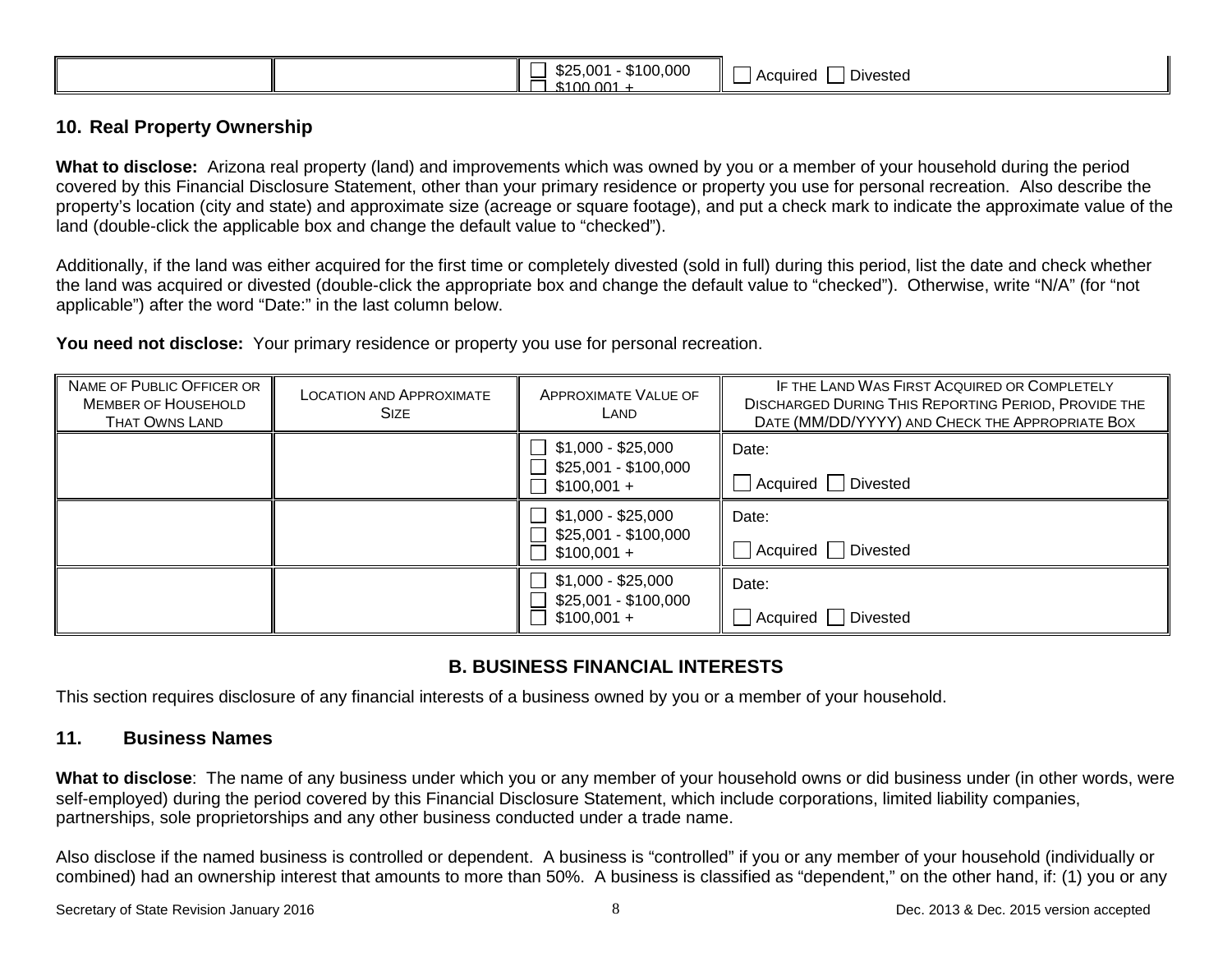|  |  | ☐ $25,001 - $100,000<br>☐ $100,001 + | ☐ Acquired ☐ Divested |
|---|---|---|---|

## 10. Real Property Ownership

**What to disclose:** Arizona real property (land) and improvements which was owned by you or a member of your household during the period covered by this Financial Disclosure Statement, other than your primary residence or property you use for personal recreation. Also describe the property's location (city and state) and approximate size (acreage or square footage), and put a check mark to indicate the approximate value of the land (double-click the applicable box and change the default value to "checked").

Additionally, if the land was either acquired for the first time or completely divested (sold in full) during this period, list the date and check whether the land was acquired or divested (double-click the appropriate box and change the default value to "checked"). Otherwise, write "N/A" (for "not applicable") after the word "Date:" in the last column below.

**You need not disclose:** Your primary residence or property you use for personal recreation.

| Name of Public Officer or Member of Household That Owns Land | Location and Approximate Size | Approximate Value of Land | If the Land Was First Acquired or Completely Discharged During This Reporting Period, Provide the Date (MM/DD/YYYY) and Check the Appropriate Box |
|---|---|---|---|
|  |  | ☐ $1,000 - $25,000<br>☐ $25,001 - $100,000<br>☐ $100,001 + | Date:<br>☐ Acquired ☐ Divested |
|  |  | ☐ $1,000 - $25,000<br>☐ $25,001 - $100,000<br>☐ $100,001 + | Date:<br>☐ Acquired ☐ Divested |
|  |  | ☐ $1,000 - $25,000<br>☐ $25,001 - $100,000<br>☐ $100,001 + | Date:<br>☐ Acquired ☐ Divested |

# B. BUSINESS FINANCIAL INTERESTS

This section requires disclosure of any financial interests of a business owned by you or a member of your household.

## 11. Business Names

**What to disclose**: The name of any business under which you or any member of your household owns or did business under (in other words, were self-employed) during the period covered by this Financial Disclosure Statement, which include corporations, limited liability companies, partnerships, sole proprietorships and any other business conducted under a trade name.

Also disclose if the named business is controlled or dependent. A business is "controlled" if you or any member of your household (individually or combined) had an ownership interest that amounts to more than 50%. A business is classified as "dependent," on the other hand, if: (1) you or any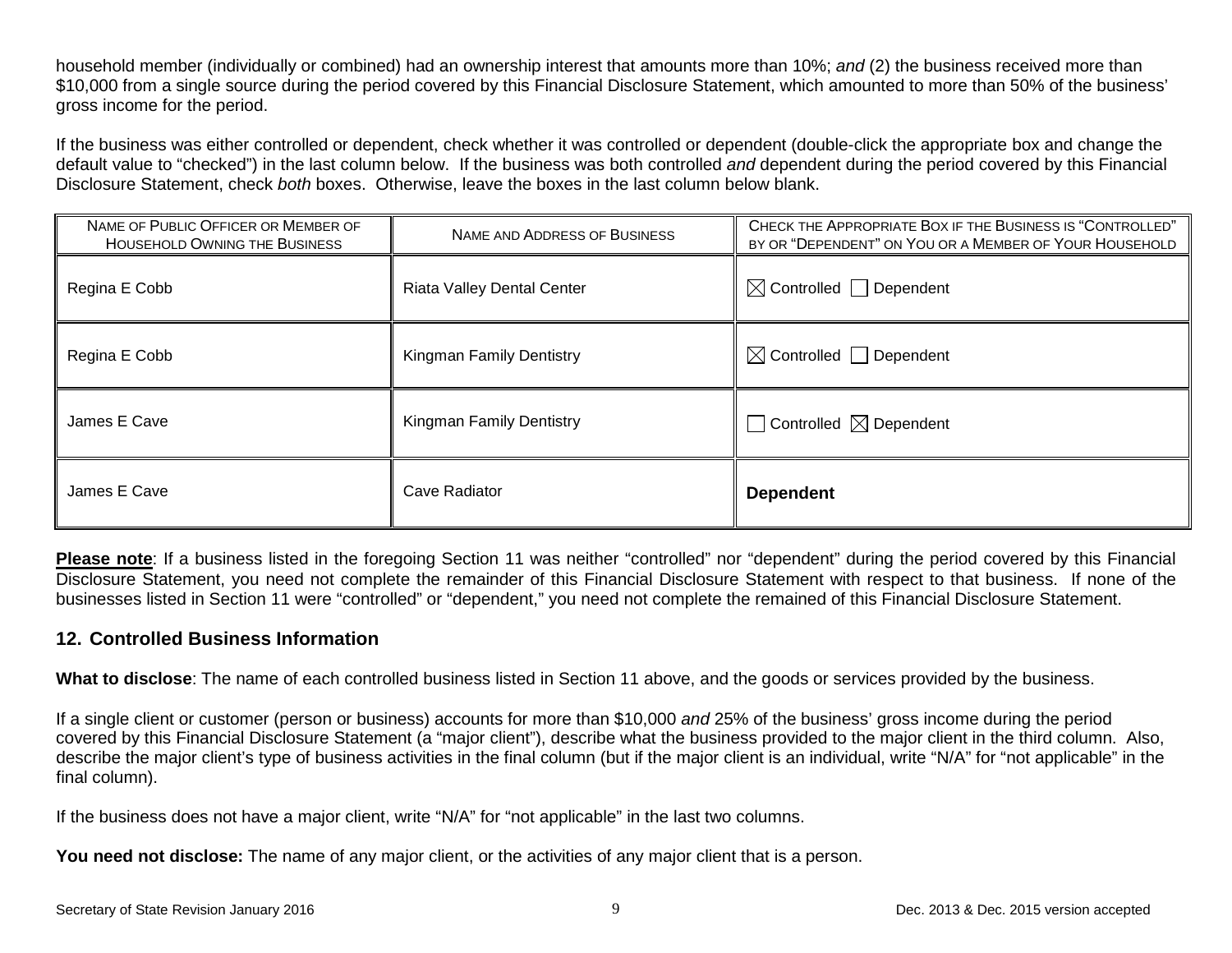household member (individually or combined) had an ownership interest that amounts more than 10%; *and* (2) the business received more than $10,000 from a single source during the period covered by this Financial Disclosure Statement, which amounted to more than 50% of the business' gross income for the period.

If the business was either controlled or dependent, check whether it was controlled or dependent (double-click the appropriate box and change the default value to "checked") in the last column below. If the business was both controlled *and* dependent during the period covered by this Financial Disclosure Statement, check *both* boxes. Otherwise, leave the boxes in the last column below blank.

| NAME OF PUBLIC OFFICER OR MEMBER OF HOUSEHOLD OWNING THE BUSINESS | NAME AND ADDRESS OF BUSINESS | CHECK THE APPROPRIATE BOX IF THE BUSINESS IS "CONTROLLED" BY OR "DEPENDENT" ON YOU OR A MEMBER OF YOUR HOUSEHOLD |
|---|---|---|
| Regina E Cobb | Riata Valley Dental Center | ☒ Controlled ☐ Dependent |
| Regina E Cobb | Kingman Family Dentistry | ☒ Controlled ☐ Dependent |
| James E Cave | Kingman Family Dentistry | ☐ Controlled ☒ Dependent |
| James E Cave | Cave Radiator | **Dependent** |

**Please note**: If a business listed in the foregoing Section 11 was neither "controlled" nor "dependent" during the period covered by this Financial Disclosure Statement, you need not complete the remainder of this Financial Disclosure Statement with respect to that business. If none of the businesses listed in Section 11 were "controlled" or "dependent," you need not complete the remained of this Financial Disclosure Statement.

## 12. Controlled Business Information

**What to disclose**: The name of each controlled business listed in Section 11 above, and the goods or services provided by the business.

If a single client or customer (person or business) accounts for more than $10,000 *and* 25% of the business' gross income during the period covered by this Financial Disclosure Statement (a "major client"), describe what the business provided to the major client in the third column. Also, describe the major client's type of business activities in the final column (but if the major client is an individual, write "N/A" for "not applicable" in the final column).

If the business does not have a major client, write "N/A" for "not applicable" in the last two columns.

**You need not disclose:** The name of any major client, or the activities of any major client that is a person.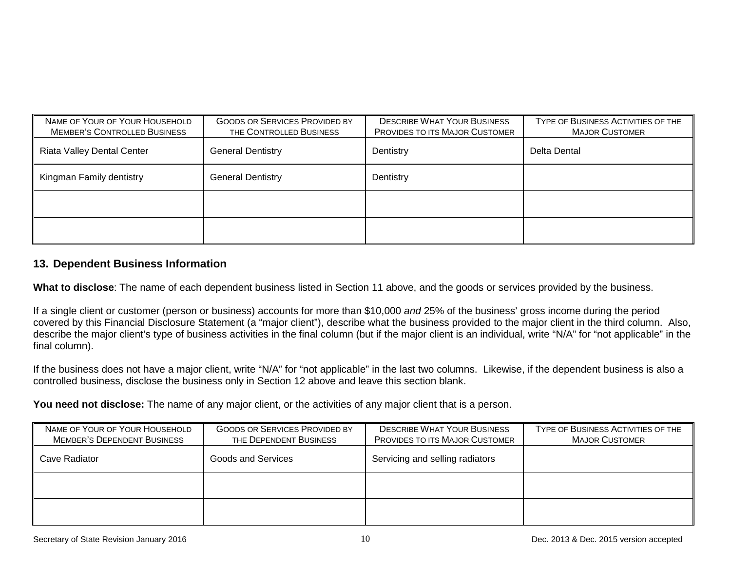| NAME OF YOUR OF YOUR HOUSEHOLD MEMBER'S CONTROLLED BUSINESS | GOODS OR SERVICES PROVIDED BY THE CONTROLLED BUSINESS | DESCRIBE WHAT YOUR BUSINESS PROVIDES TO ITS MAJOR CUSTOMER | TYPE OF BUSINESS ACTIVITIES OF THE MAJOR CUSTOMER |
|---|---|---|---|
| Riata Valley Dental Center | General Dentistry | Dentistry | Delta Dental |
| Kingman Family dentistry | General Dentistry | Dentistry | |
| | | | |
| | | | |

### 13. Dependent Business Information

**What to disclose**: The name of each dependent business listed in Section 11 above, and the goods or services provided by the business.

If a single client or customer (person or business) accounts for more than $10,000 *and* 25% of the business' gross income during the period covered by this Financial Disclosure Statement (a "major client"), describe what the business provided to the major client in the third column. Also, describe the major client's type of business activities in the final column (but if the major client is an individual, write "N/A" for "not applicable" in the final column).

If the business does not have a major client, write "N/A" for "not applicable" in the last two columns. Likewise, if the dependent business is also a controlled business, disclose the business only in Section 12 above and leave this section blank.

**You need not disclose:** The name of any major client, or the activities of any major client that is a person.

| NAME OF YOUR OF YOUR HOUSEHOLD MEMBER'S DEPENDENT BUSINESS | GOODS OR SERVICES PROVIDED BY THE DEPENDENT BUSINESS | DESCRIBE WHAT YOUR BUSINESS PROVIDES TO ITS MAJOR CUSTOMER | TYPE OF BUSINESS ACTIVITIES OF THE MAJOR CUSTOMER |
|---|---|---|---|
| Cave Radiator | Goods and Services | Servicing and selling radiators | |
| | | | |
| | | | |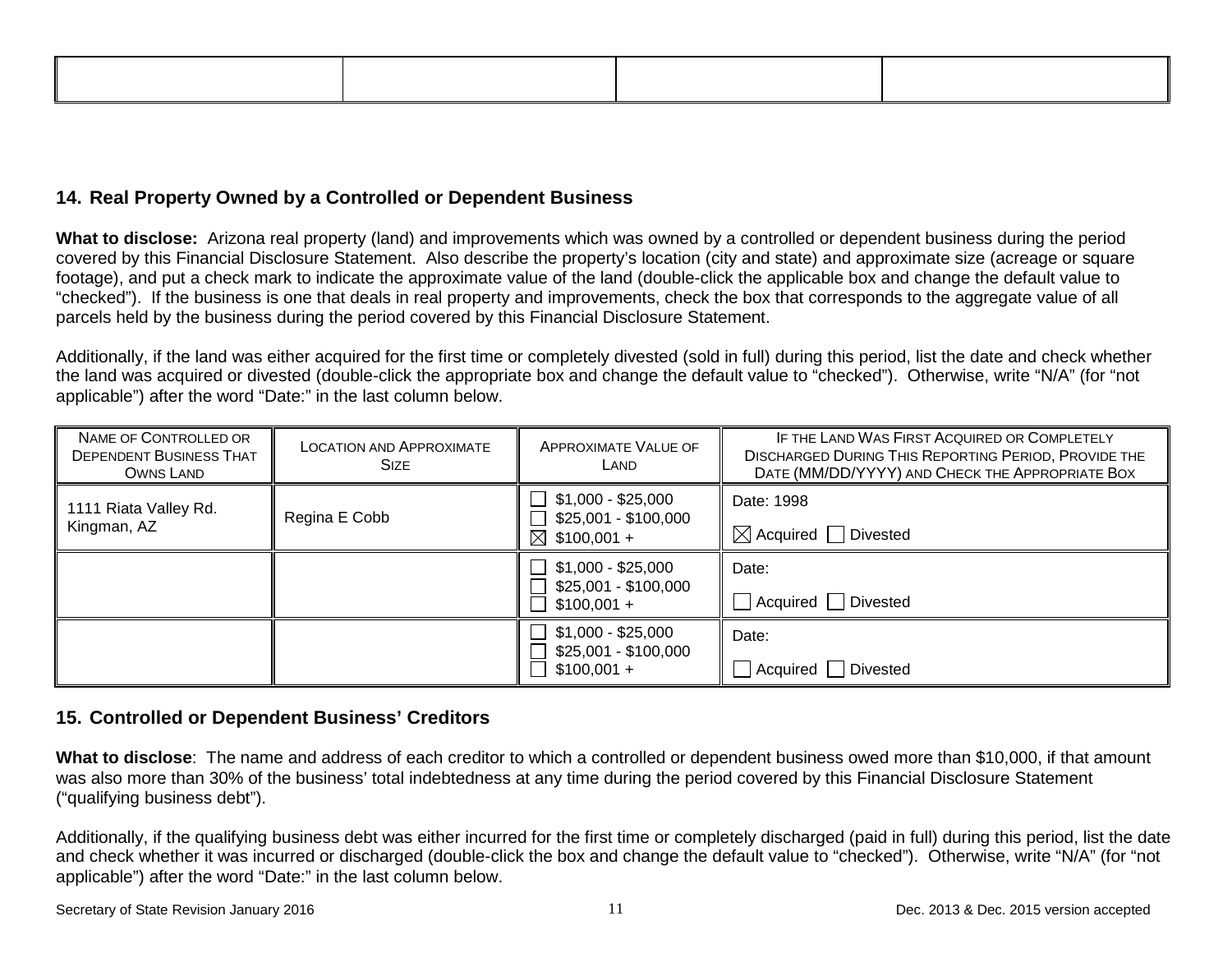| | | | |
|---|---|---|---|
| | | | |

## 14. Real Property Owned by a Controlled or Dependent Business

**What to disclose:** Arizona real property (land) and improvements which was owned by a controlled or dependent business during the period covered by this Financial Disclosure Statement. Also describe the property's location (city and state) and approximate size (acreage or square footage), and put a check mark to indicate the approximate value of the land (double-click the applicable box and change the default value to "checked"). If the business is one that deals in real property and improvements, check the box that corresponds to the aggregate value of all parcels held by the business during the period covered by this Financial Disclosure Statement.

Additionally, if the land was either acquired for the first time or completely divested (sold in full) during this period, list the date and check whether the land was acquired or divested (double-click the appropriate box and change the default value to "checked"). Otherwise, write "N/A" (for "not applicable") after the word "Date:" in the last column below.

| Name of Controlled or Dependent Business That Owns Land | Location and Approximate Size | Approximate Value of Land | If the Land Was First Acquired or Completely Discharged During This Reporting Period, Provide the Date (MM/DD/YYYY) and Check the Appropriate Box |
|---|---|---|---|
| 1111 Riata Valley Rd. Kingman, AZ | Regina E Cobb | ☐ $1,000 - $25,000<br>☐ $25,001 - $100,000<br>☒ $100,001 + | Date: 1998<br>☒ Acquired ☐ Divested |
| | | ☐ $1,000 - $25,000<br>☐ $25,001 - $100,000<br>☐ $100,001 + | Date:<br>☐ Acquired ☐ Divested |
| | | ☐ $1,000 - $25,000<br>☐ $25,001 - $100,000<br>☐ $100,001 + | Date:<br>☐ Acquired ☐ Divested |

## 15. Controlled or Dependent Business' Creditors

**What to disclose**: The name and address of each creditor to which a controlled or dependent business owed more than $10,000, if that amount was also more than 30% of the business' total indebtedness at any time during the period covered by this Financial Disclosure Statement ("qualifying business debt").

Additionally, if the qualifying business debt was either incurred for the first time or completely discharged (paid in full) during this period, list the date and check whether it was incurred or discharged (double-click the box and change the default value to "checked"). Otherwise, write "N/A" (for "not applicable") after the word "Date:" in the last column below.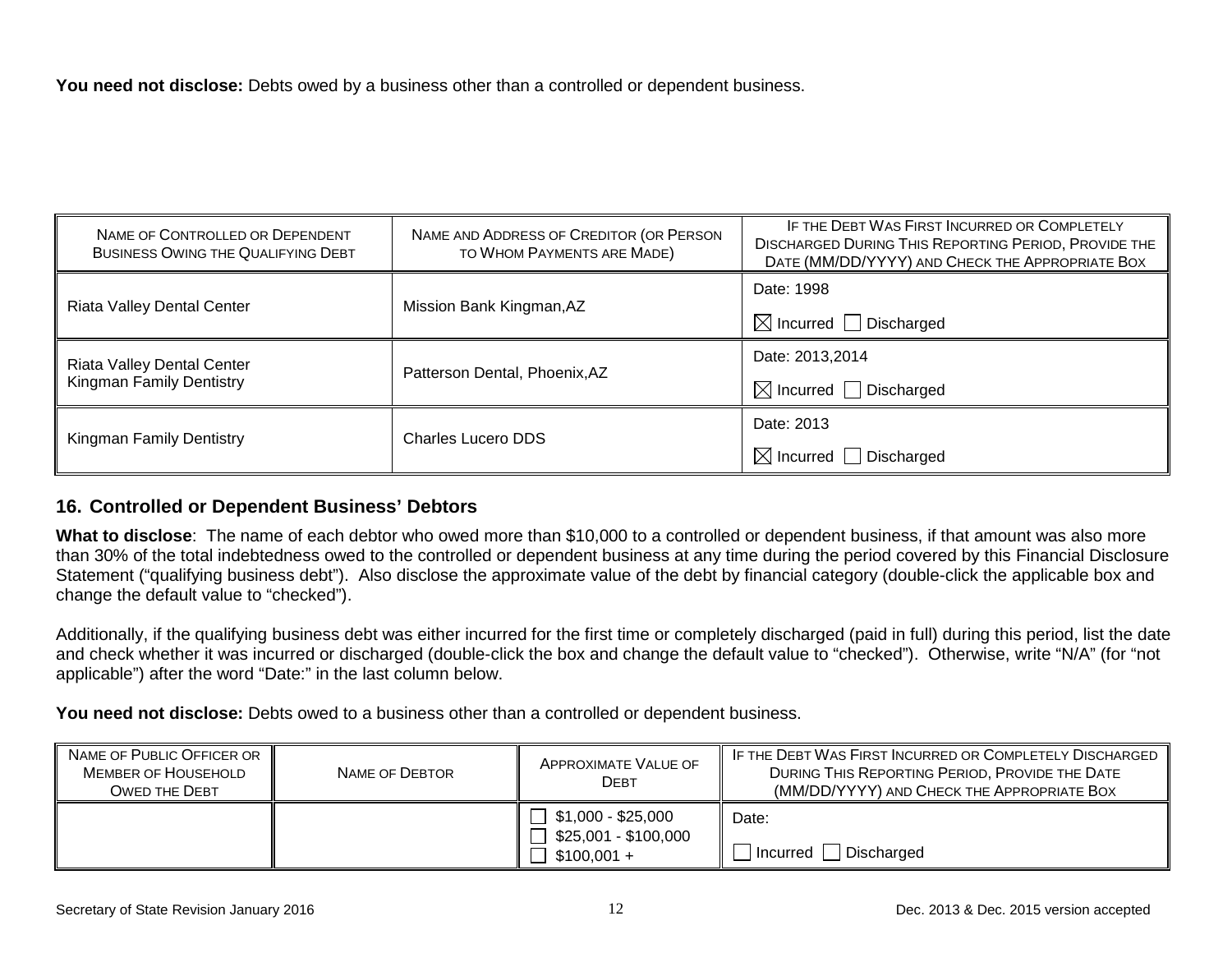**You need not disclose:** Debts owed by a business other than a controlled or dependent business.

| Name of Controlled or Dependent Business Owing the Qualifying Debt | Name and Address of Creditor (or Person to Whom Payments are Made) | If the Debt Was First Incurred or Completely Discharged During This Reporting Period, Provide the Date (MM/DD/YYYY) and Check the Appropriate Box |
|---|---|---|
| Riata Valley Dental Center | Mission Bank Kingman,AZ | Date: 1998<br>☒ Incurred ☐ Discharged |
| Riata Valley Dental Center<br>Kingman Family Dentistry | Patterson Dental, Phoenix,AZ | Date: 2013,2014<br>☒ Incurred ☐ Discharged |
| Kingman Family Dentistry | Charles Lucero DDS | Date: 2013<br>☒ Incurred ☐ Discharged |

## 16. Controlled or Dependent Business' Debtors

**What to disclose**: The name of each debtor who owed more than $10,000 to a controlled or dependent business, if that amount was also more than 30% of the total indebtedness owed to the controlled or dependent business at any time during the period covered by this Financial Disclosure Statement ("qualifying business debt"). Also disclose the approximate value of the debt by financial category (double-click the applicable box and change the default value to "checked").

Additionally, if the qualifying business debt was either incurred for the first time or completely discharged (paid in full) during this period, list the date and check whether it was incurred or discharged (double-click the box and change the default value to "checked"). Otherwise, write "N/A" (for "not applicable") after the word "Date:" in the last column below.

**You need not disclose:** Debts owed to a business other than a controlled or dependent business.

| Name of Public Officer or Member of Household Owed the Debt | Name of Debtor | Approximate Value of Debt | If the Debt Was First Incurred or Completely Discharged During This Reporting Period, Provide the Date (MM/DD/YYYY) and Check the Appropriate Box |
|---|---|---|---|
| | | ☐ $1,000 - $25,000<br>☐ $25,001 - $100,000<br>☐ $100,001 + | Date:<br>☐ Incurred ☐ Discharged |

Secretary of State Revision January 2016 — Dec. 2013 & Dec. 2015 version accepted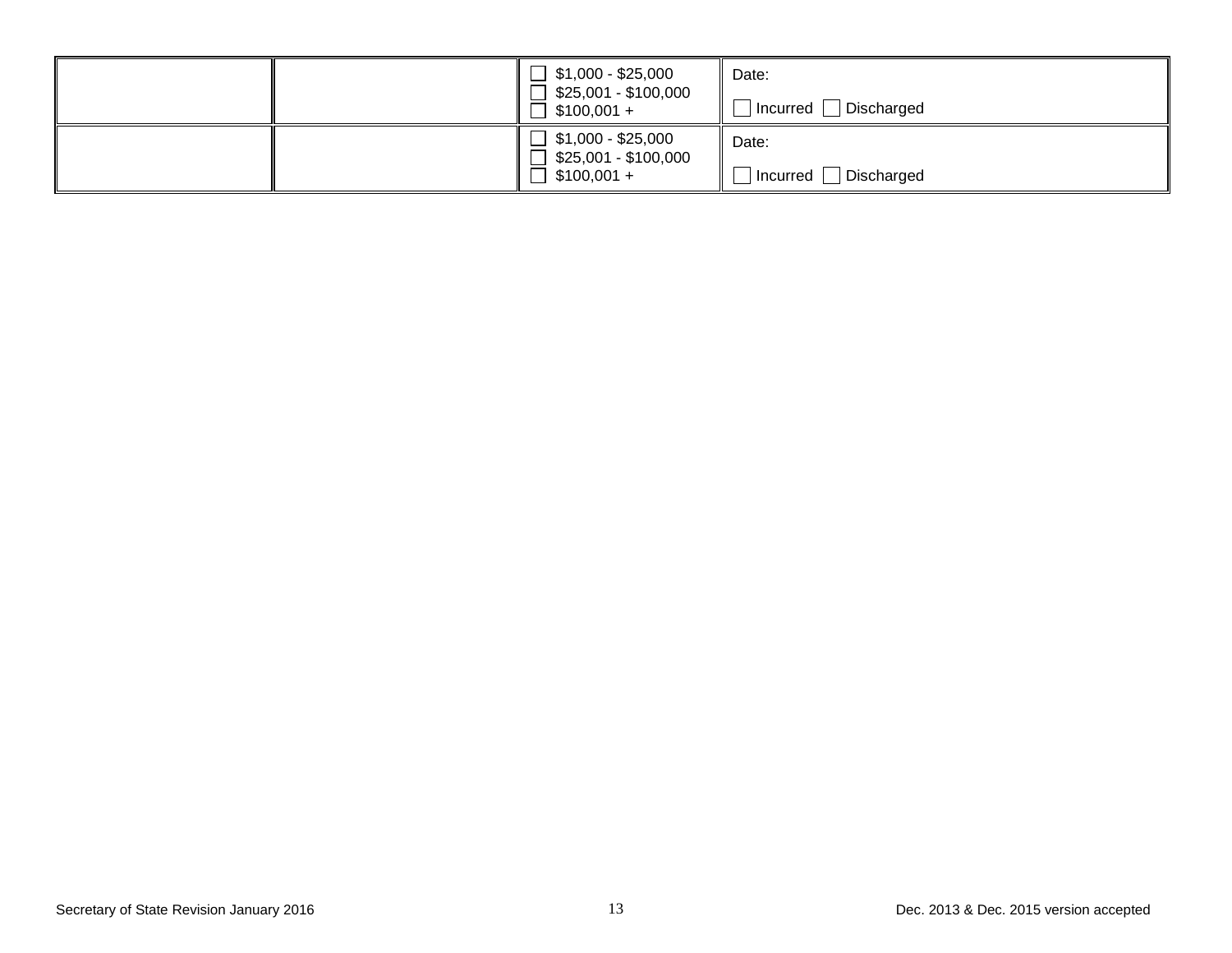| | | | |
|---|---|---|---|
| | | ☐ $1,000 - $25,000<br>☐ $25,001 - $100,000<br>☐ $100,001 + | Date:<br><br>☐ Incurred ☐ Discharged |
| | | ☐ $1,000 - $25,000<br>☐ $25,001 - $100,000<br>☐ $100,001 + | Date:<br><br>☐ Incurred ☐ Discharged |